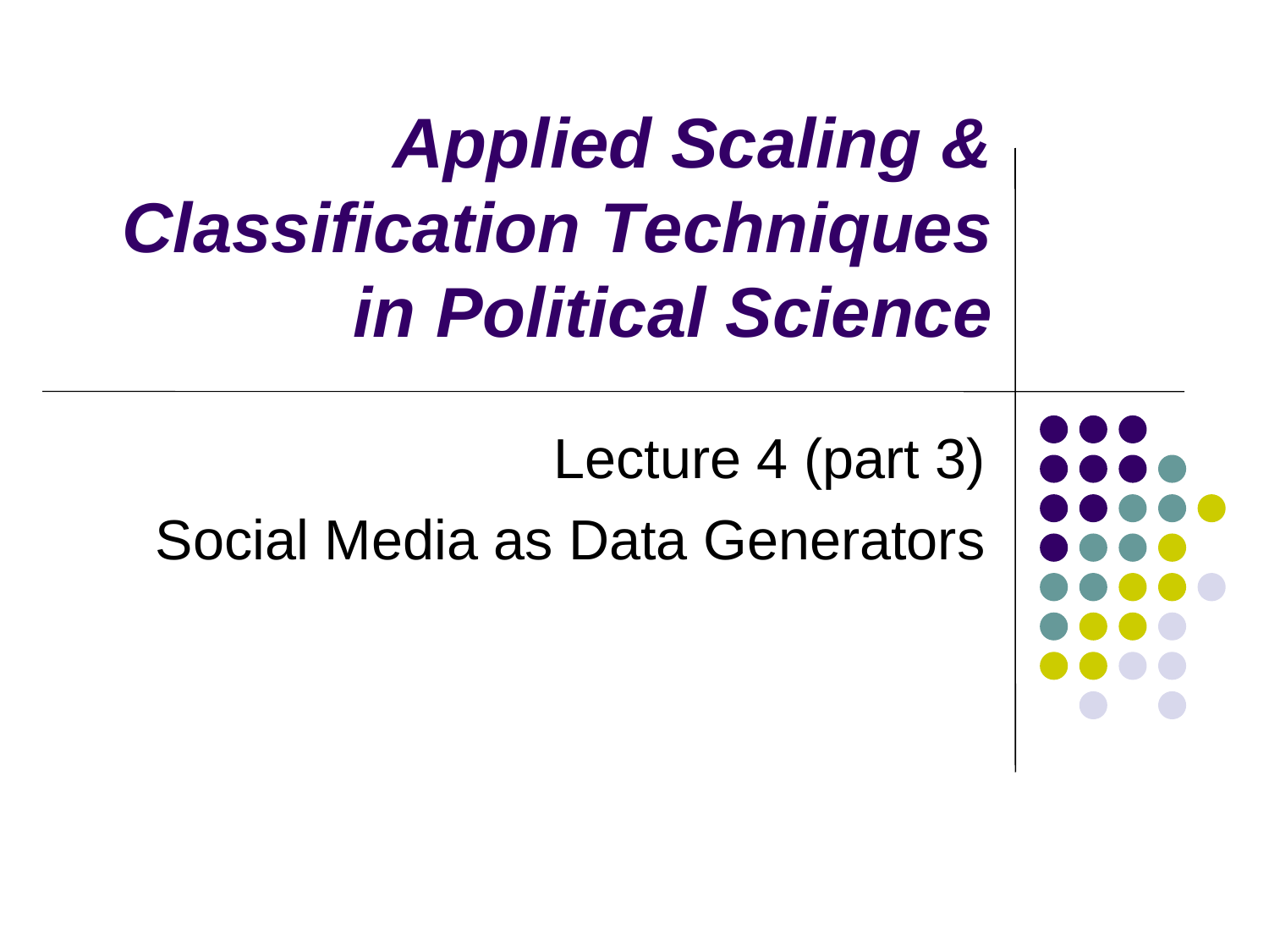# *Applied Scaling & Classification Techniques in Political Science*

Lecture 4 (part 3)

Social Media as Data Generators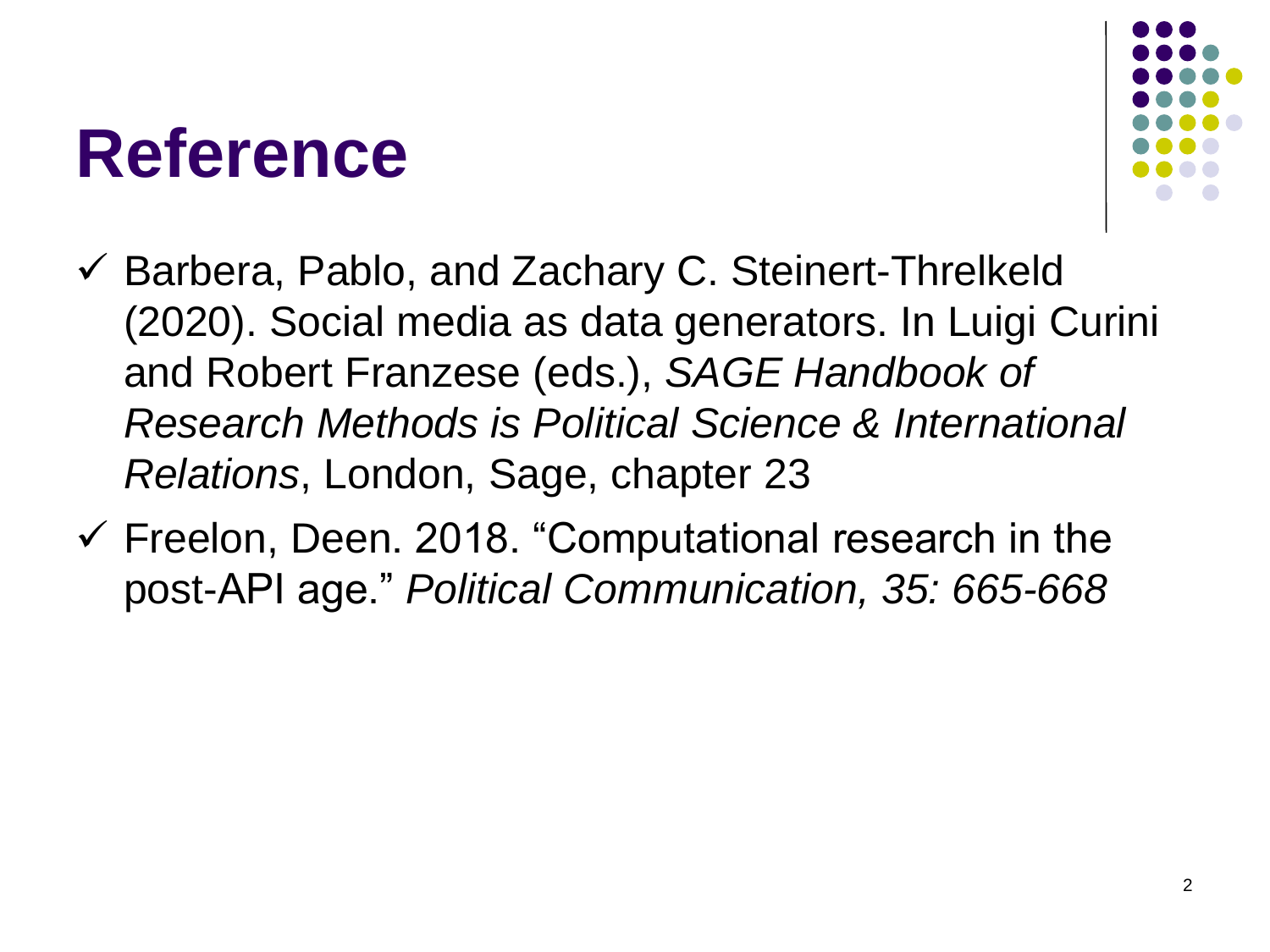# Reference

- ✓ Barbera, Pablo, and Zachary C. Steinert-Threlkeld (2020). Social media as data generators. In Luigi Curini and Robert Franzese (eds.), *SAGE Handbook of Research Methods is Political Science & International Relations*, London, Sage, chapter 23
- ✓ Freelon, Deen. 2018. "Computational research in the post-API age." *Political Communication, 35: 665-668*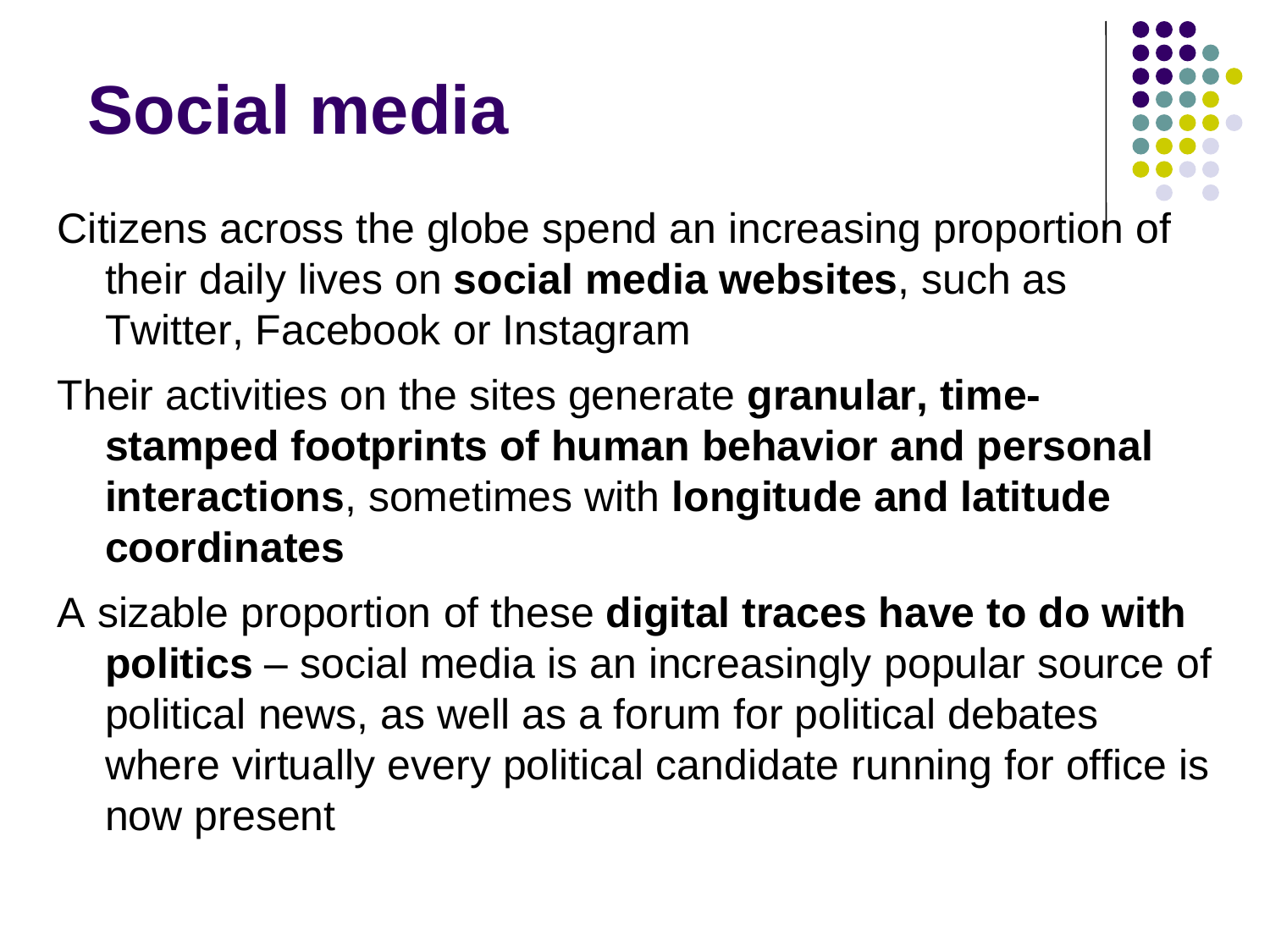# Social media

Citizens across the globe spend an increasing proportion of their daily lives on **social media websites**, such as Twitter, Facebook or Instagram

Their activities on the sites generate **granular, time-stamped footprints of human behavior and personal interactions**, sometimes with **longitude and latitude coordinates**

A sizable proportion of these **digital traces have to do with politics** – social media is an increasingly popular source of political news, as well as a forum for political debates where virtually every political candidate running for office is now present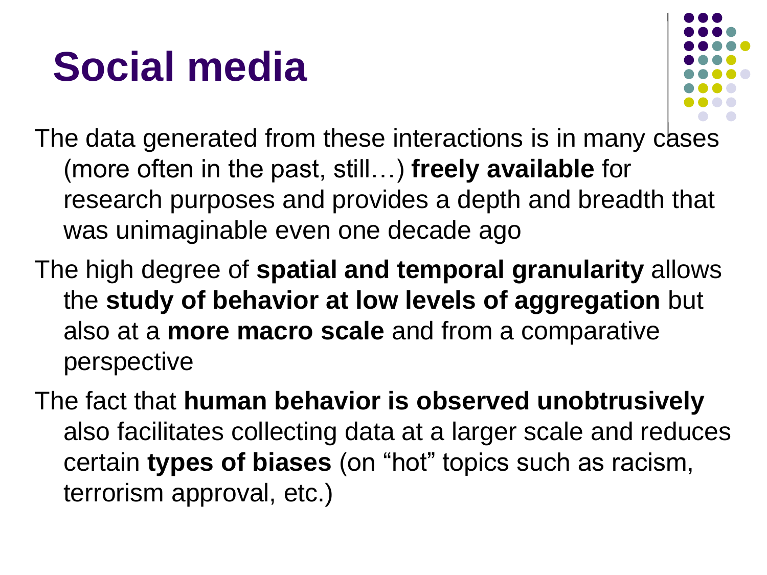# Social media

The data generated from these interactions is in many cases (more often in the past, still…) **freely available** for research purposes and provides a depth and breadth that was unimaginable even one decade ago

The high degree of **spatial and temporal granularity** allows the **study of behavior at low levels of aggregation** but also at a **more macro scale** and from a comparative perspective

The fact that **human behavior is observed unobtrusively** also facilitates collecting data at a larger scale and reduces certain **types of biases** (on “hot” topics such as racism, terrorism approval, etc.)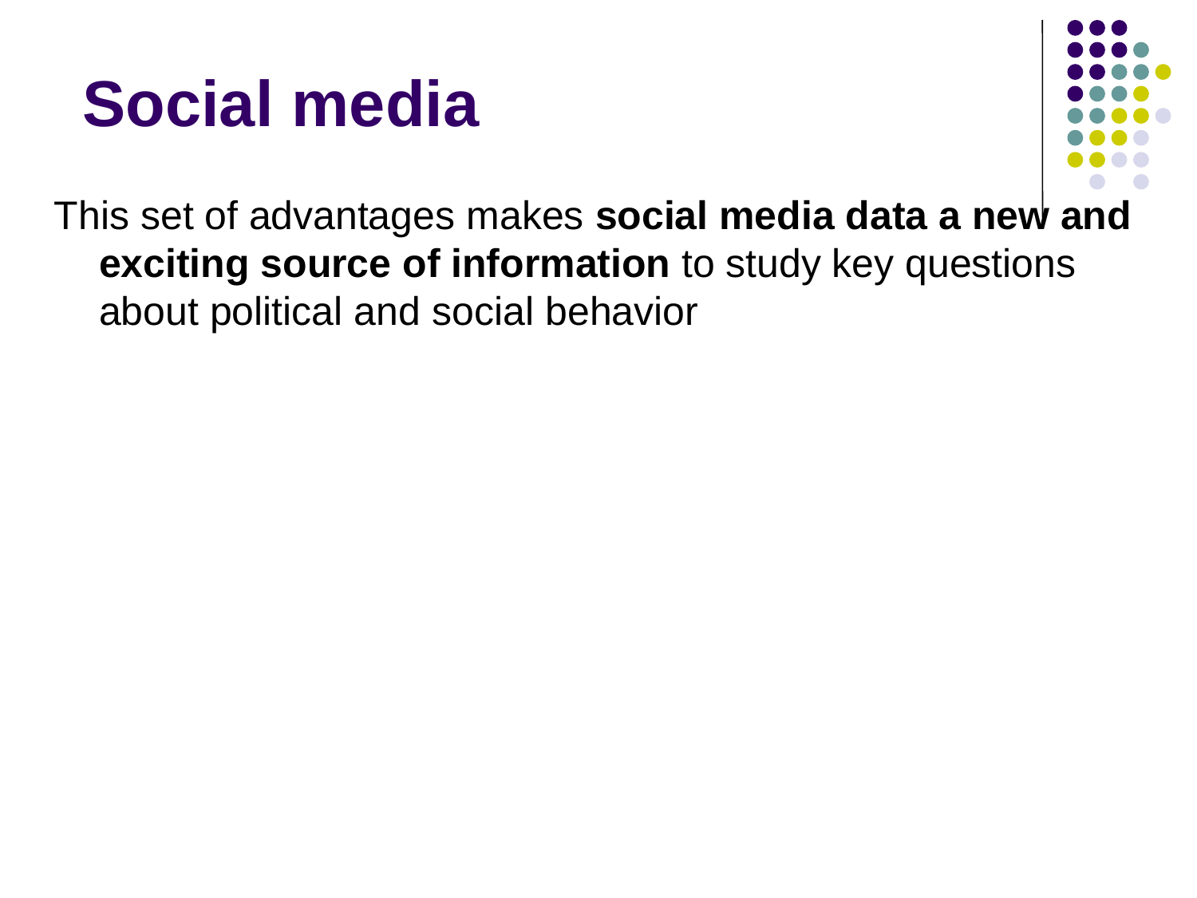# Social media

This set of advantages makes **social media data a new and exciting source of information** to study key questions about political and social behavior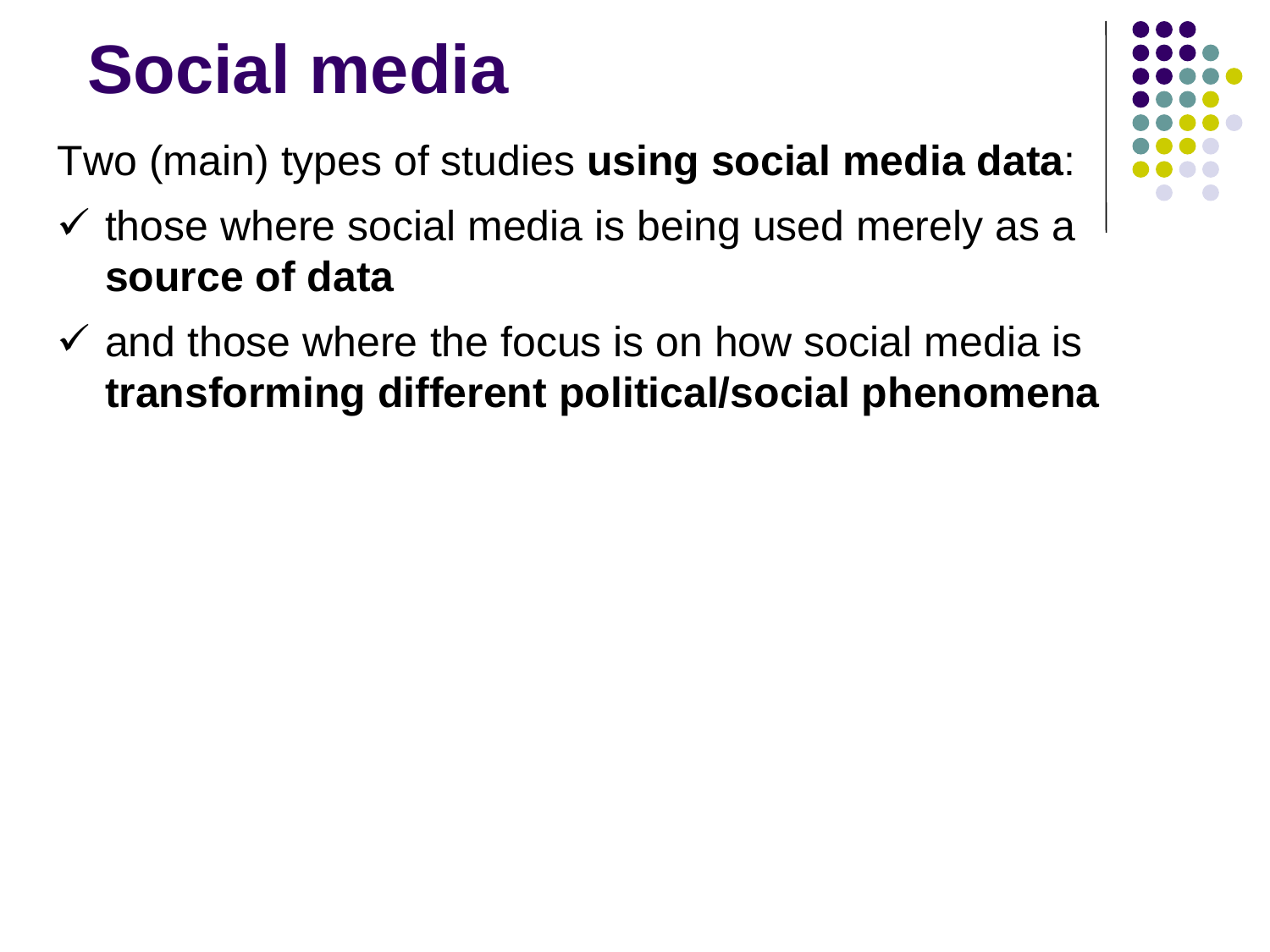# Social media

Two (main) types of studies **using social media data**:

- ✓ those where social media is being used merely as a **source of data**
- ✓ and those where the focus is on how social media is **transforming different political/social phenomena**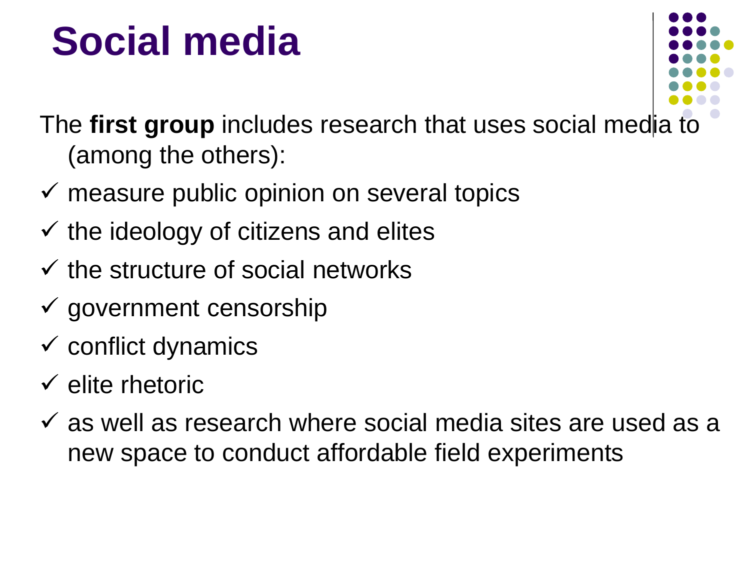# Social media

The **first group** includes research that uses social media to (among the others):

- ✓ measure public opinion on several topics
- ✓ the ideology of citizens and elites
- ✓ the structure of social networks
- ✓ government censorship
- ✓ conflict dynamics
- ✓ elite rhetoric
- ✓ as well as research where social media sites are used as a new space to conduct affordable field experiments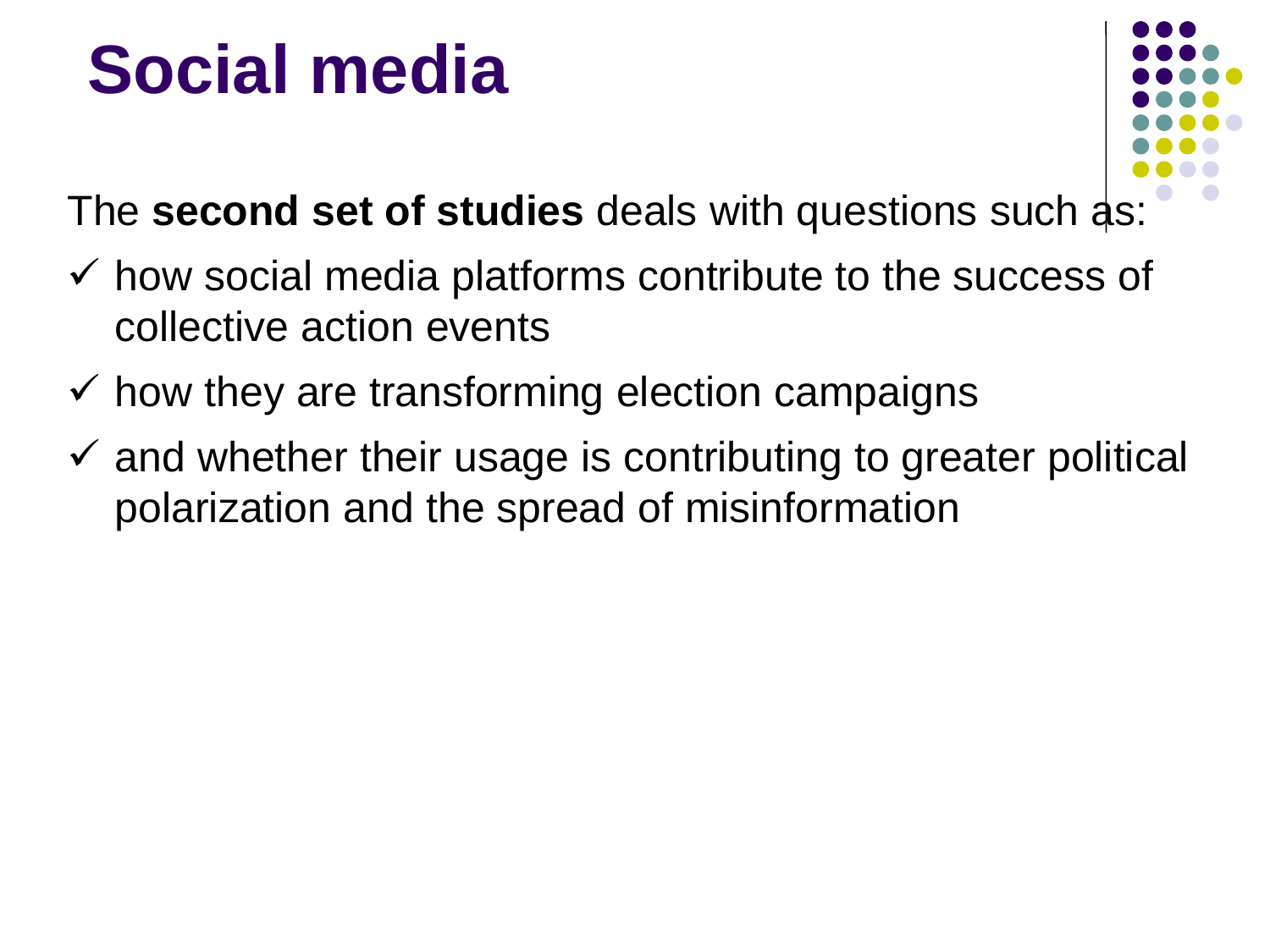# Social media

The **second set of studies** deals with questions such as:

- ✓ how social media platforms contribute to the success of collective action events
- ✓ how they are transforming election campaigns
- ✓ and whether their usage is contributing to greater political polarization and the spread of misinformation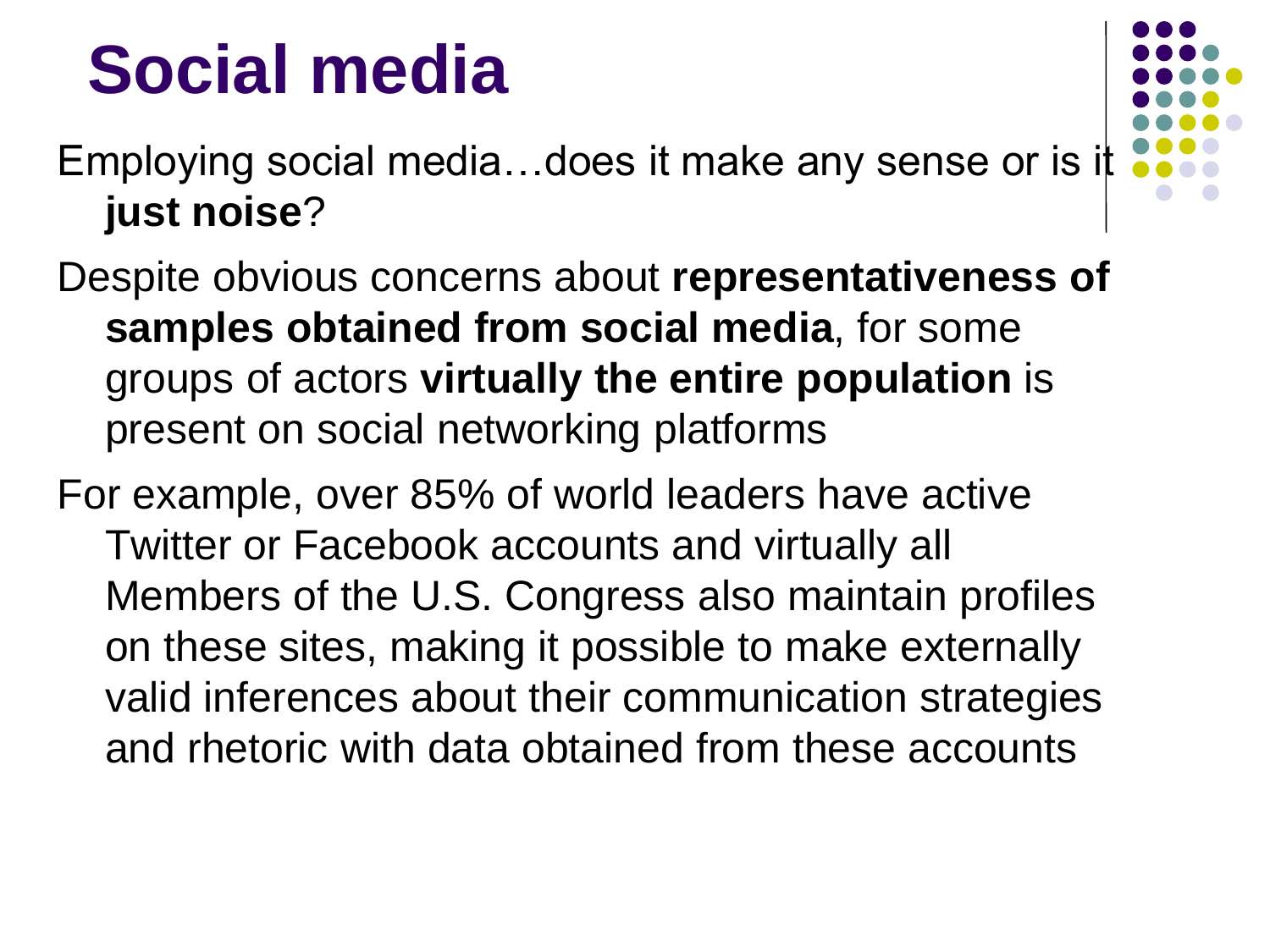# Social media

Employing social media…does it make any sense or is it **just noise**?

Despite obvious concerns about **representativeness of samples obtained from social media**, for some groups of actors **virtually the entire population** is present on social networking platforms

For example, over 85% of world leaders have active Twitter or Facebook accounts and virtually all Members of the U.S. Congress also maintain profiles on these sites, making it possible to make externally valid inferences about their communication strategies and rhetoric with data obtained from these accounts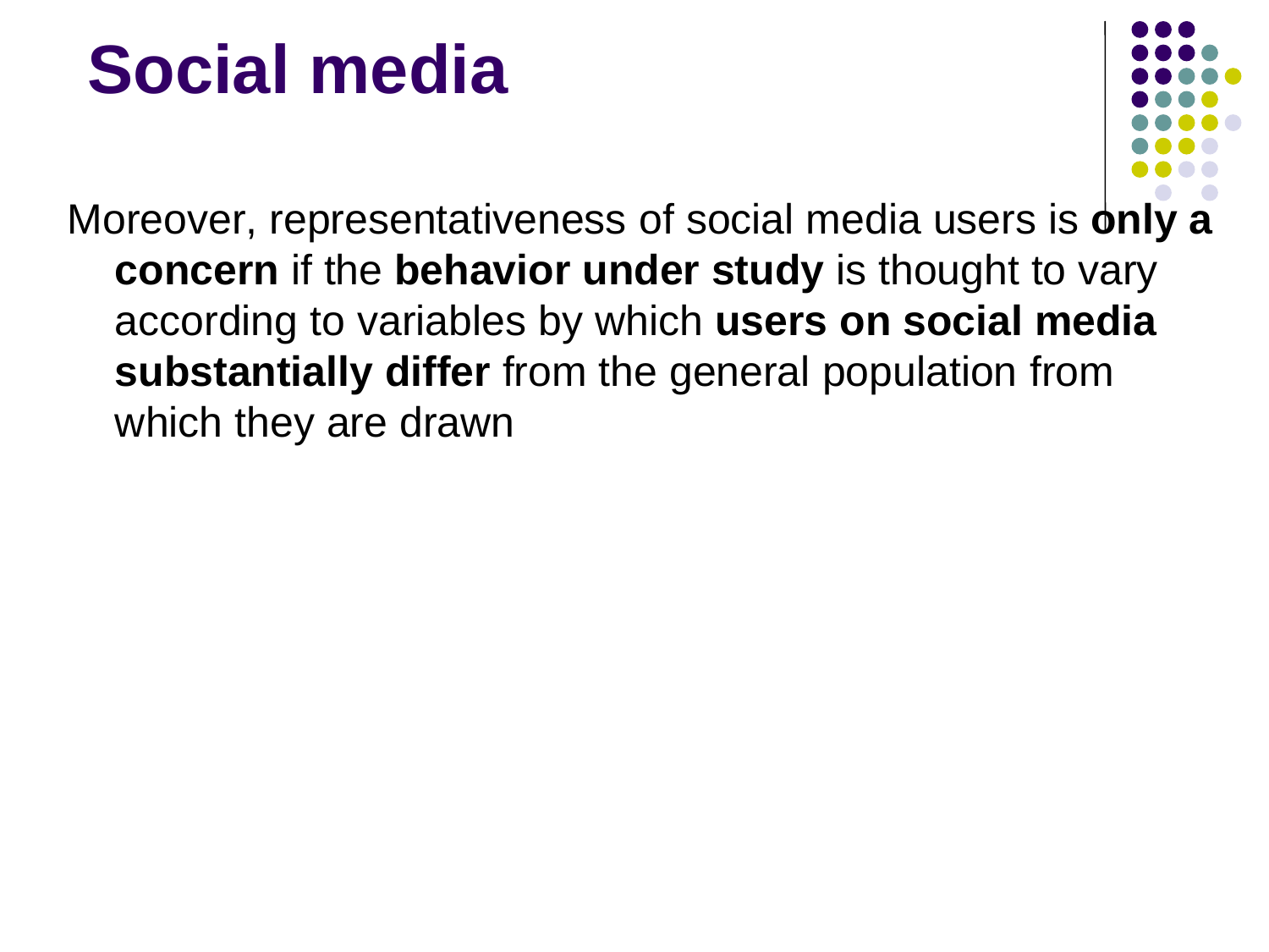# Social media

Moreover, representativeness of social media users is **only a concern** if the **behavior under study** is thought to vary according to variables by which **users on social media substantially differ** from the general population from which they are drawn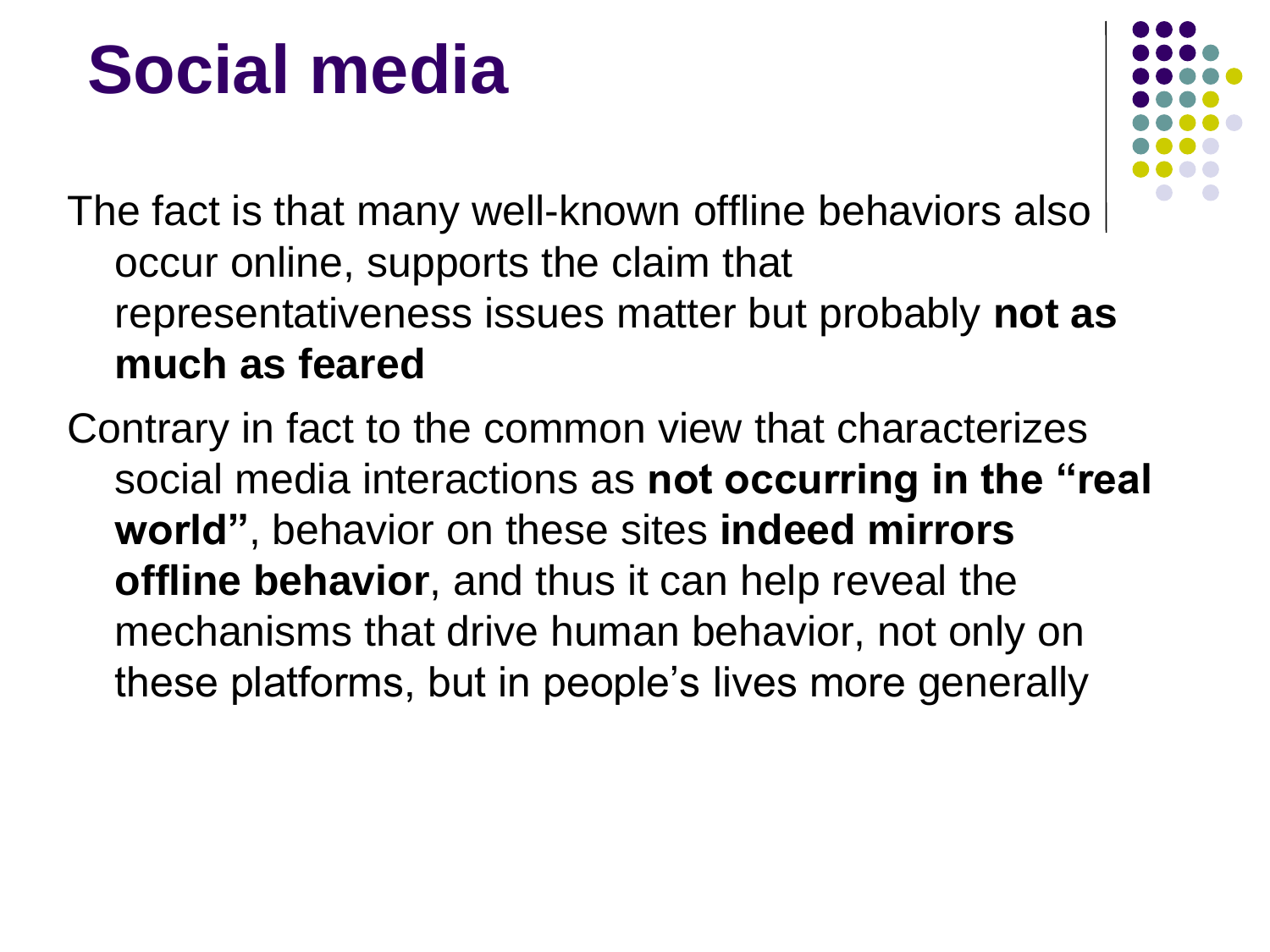# Social media

The fact is that many well-known offline behaviors also occur online, supports the claim that representativeness issues matter but probably **not as much as feared**

Contrary in fact to the common view that characterizes social media interactions as **not occurring in the "real world"**, behavior on these sites **indeed mirrors offline behavior**, and thus it can help reveal the mechanisms that drive human behavior, not only on these platforms, but in people's lives more generally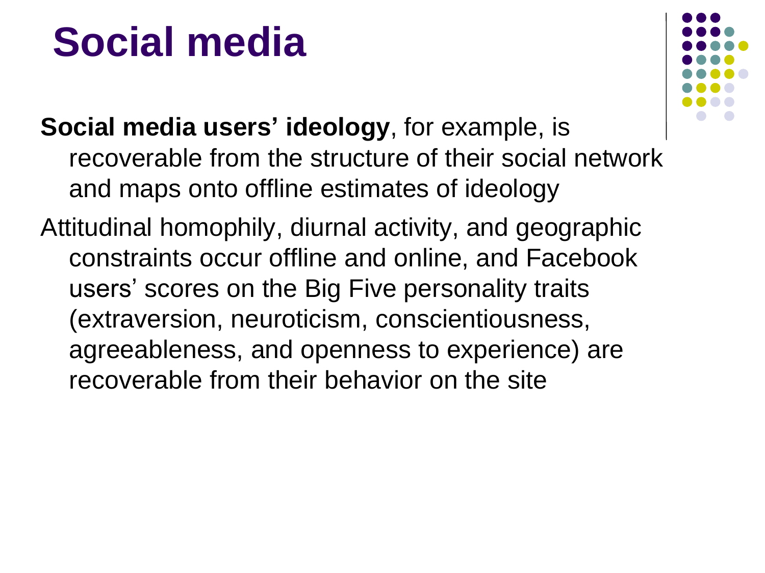# Social media

**Social media users' ideology**, for example, is recoverable from the structure of their social network and maps onto offline estimates of ideology

Attitudinal homophily, diurnal activity, and geographic constraints occur offline and online, and Facebook users' scores on the Big Five personality traits (extraversion, neuroticism, conscientiousness, agreeableness, and openness to experience) are recoverable from their behavior on the site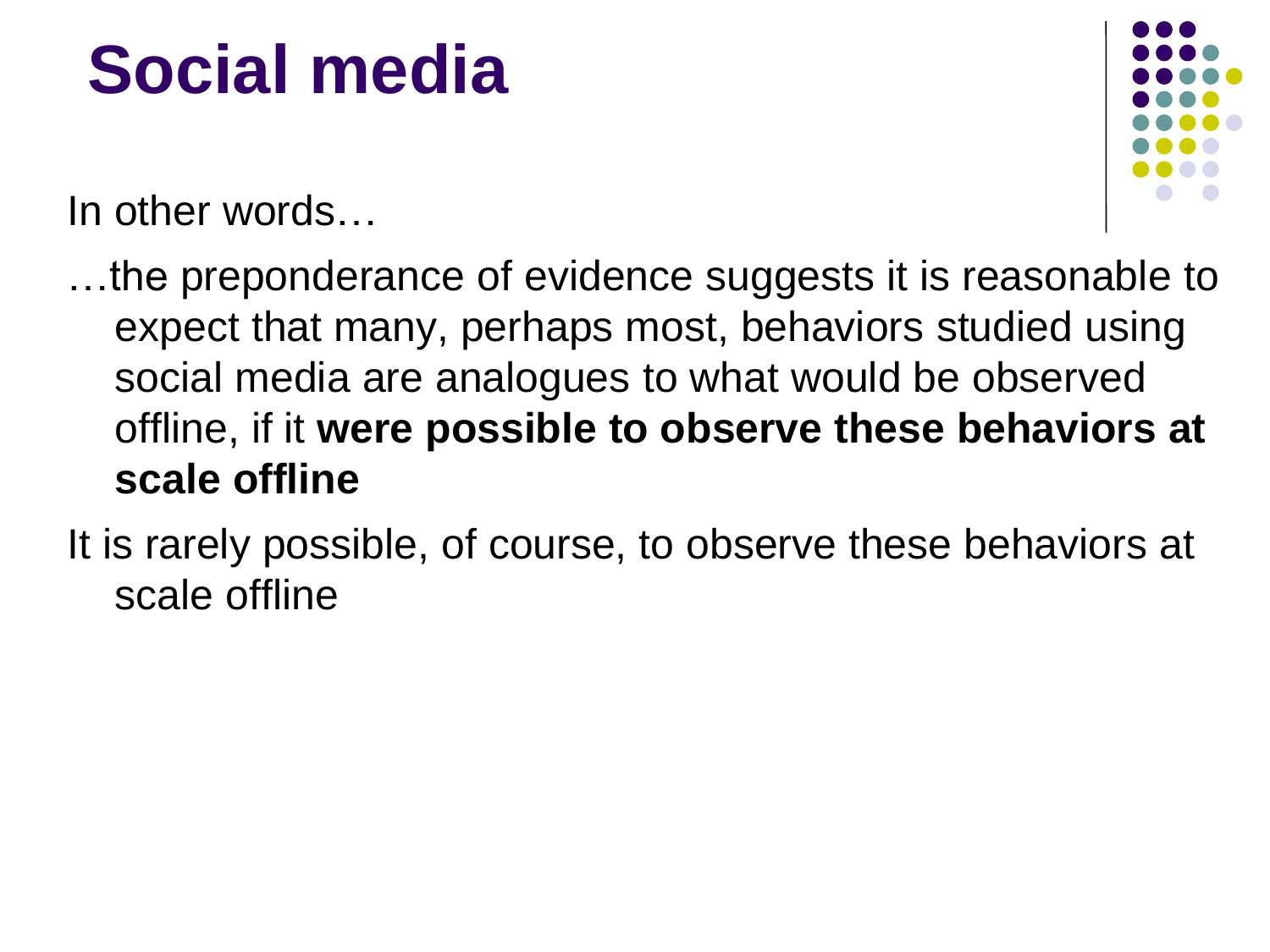# Social media

In other words…

…the preponderance of evidence suggests it is reasonable to expect that many, perhaps most, behaviors studied using social media are analogues to what would be observed offline, if it **were possible to observe these behaviors at scale offline**

It is rarely possible, of course, to observe these behaviors at scale offline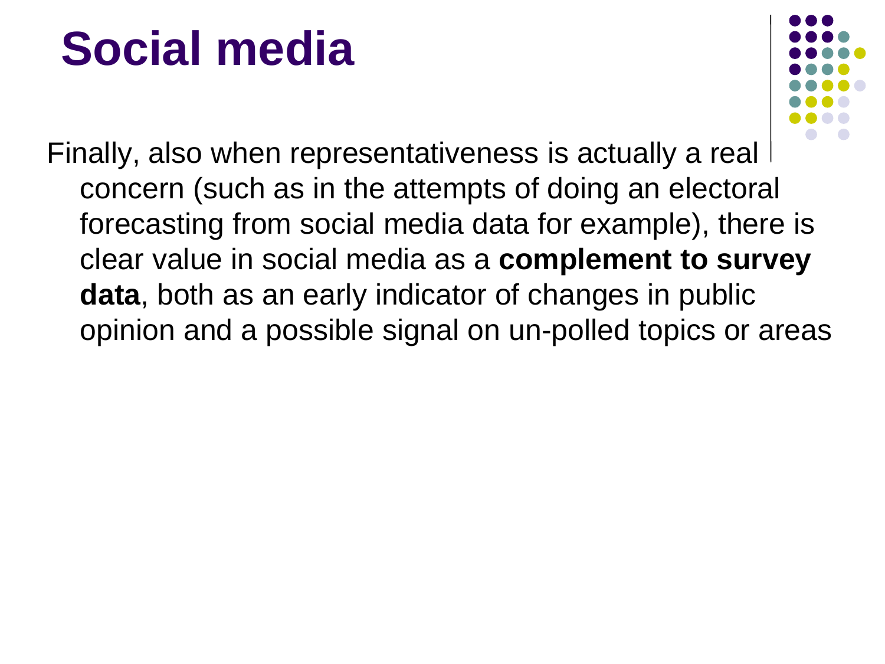# Social media

Finally, also when representativeness is actually a real concern (such as in the attempts of doing an electoral forecasting from social media data for example), there is clear value in social media as a **complement to survey data**, both as an early indicator of changes in public opinion and a possible signal on un-polled topics or areas